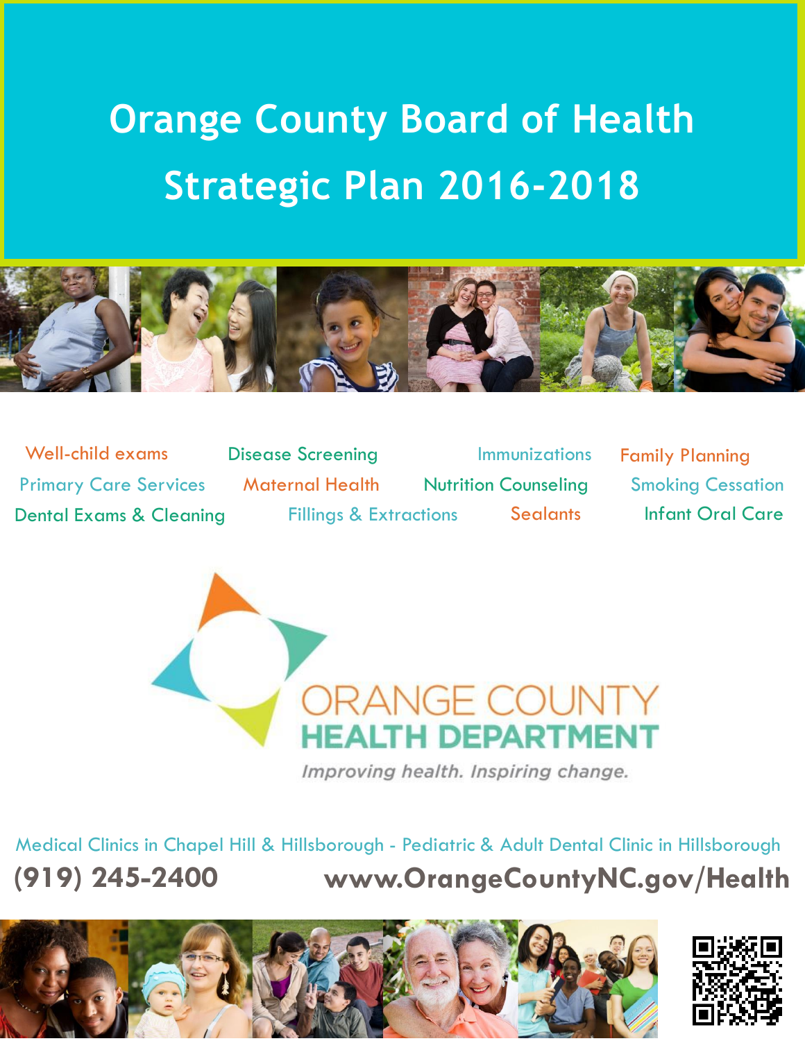# Orange County Board of Health Strategic Plan 2016-2018

Well-child exams | Disease Screening | Immunizations | Family Planning

Primary Care Services | Maternal Health | Nutrition Counseling | Smoking Cessation

Dental Exams & Cleaning | Fillings & Extractions | Sealants | Infant Oral Care

ORANGE COUNTY
**HEALTH DEPARTMENT**

*Improving health. Inspiring change.*

Medical Clinics in Chapel Hill & Hillsborough - Pediatric & Adult Dental Clinic in Hillsborough

**(919) 245-2400** **www.OrangeCountyNC.gov/Health**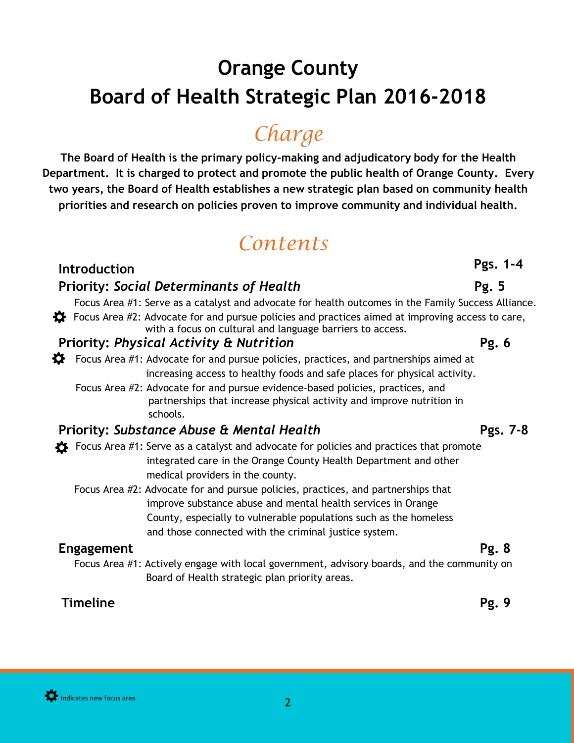# Orange County
# Board of Health Strategic Plan 2016-2018

## *Charge*

**The Board of Health is the primary policy-making and adjudicatory body for the Health Department. It is charged to protect and promote the public health of Orange County. Every two years, the Board of Health establishes a new strategic plan based on community health priorities and research on policies proven to improve community and individual health.**

## *Contents*

**Introduction** — **Pgs. 1-4**

**Priority: *Social Determinants of Health*** — **Pg. 5**

- Focus Area #1: Serve as a catalyst and advocate for health outcomes in the Family Success Alliance.
- ✱ Focus Area #2: Advocate for and pursue policies and practices aimed at improving access to care, with a focus on cultural and language barriers to access.

**Priority: *Physical Activity & Nutrition*** — **Pg. 6**

- ✱ Focus Area #1: Advocate for and pursue policies, practices, and partnerships aimed at increasing access to healthy foods and safe places for physical activity.
- Focus Area #2: Advocate for and pursue evidence-based policies, practices, and partnerships that increase physical activity and improve nutrition in schools.

**Priority: *Substance Abuse & Mental Health*** — **Pgs. 7-8**

- ✱ Focus Area #1: Serve as a catalyst and advocate for policies and practices that promote integrated care in the Orange County Health Department and other medical providers in the county.
- Focus Area #2: Advocate for and pursue policies, practices, and partnerships that improve substance abuse and mental health services in Orange County, especially to vulnerable populations such as the homeless and those connected with the criminal justice system.

**Engagement** — **Pg. 8**

- Focus Area #1: Actively engage with local government, advisory boards, and the community on Board of Health strategic plan priority areas.

**Timeline** — **Pg. 9**

✱ Indicates new focus area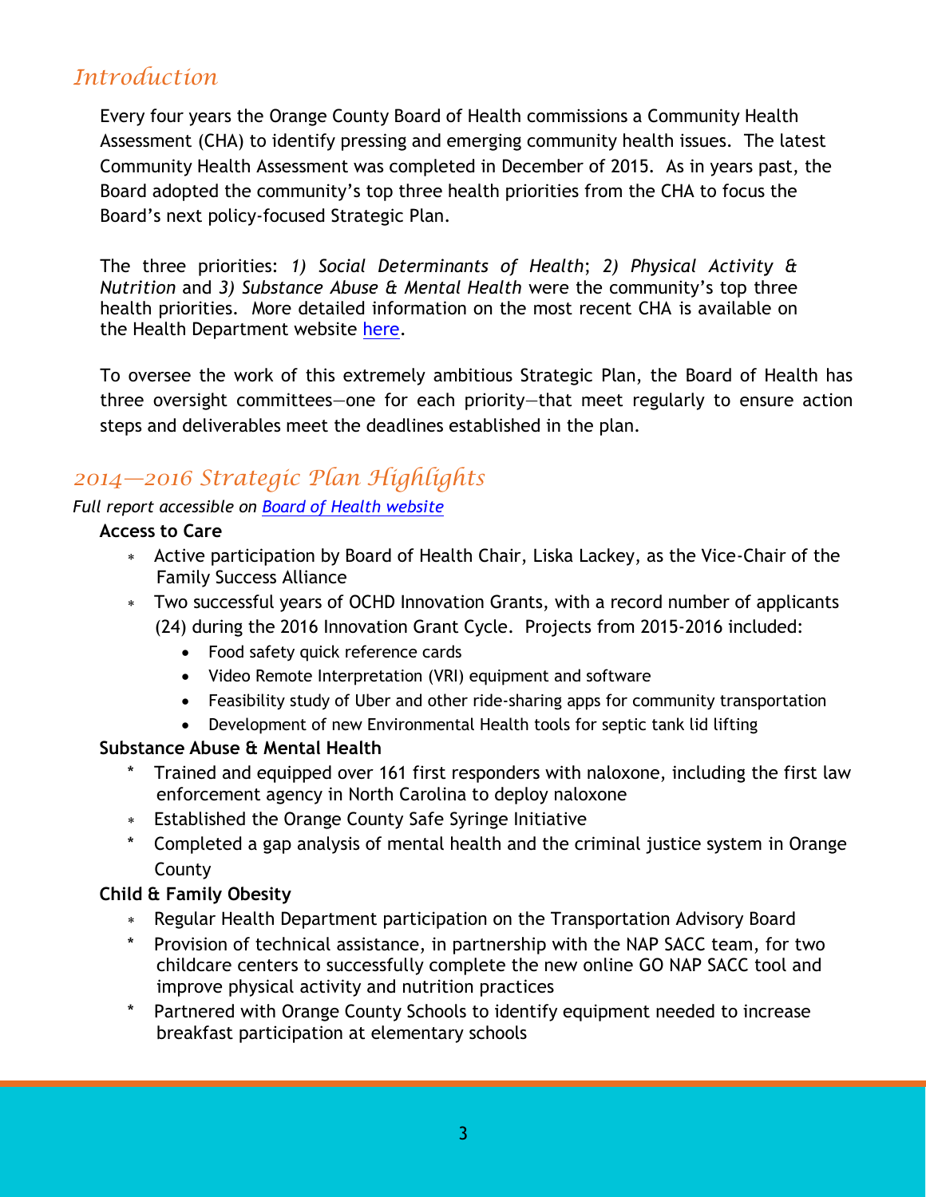## *Introduction*

Every four years the Orange County Board of Health commissions a Community Health Assessment (CHA) to identify pressing and emerging community health issues. The latest Community Health Assessment was completed in December of 2015. As in years past, the Board adopted the community's top three health priorities from the CHA to focus the Board's next policy-focused Strategic Plan.

The three priorities: *1) Social Determinants of Health*; *2) Physical Activity & Nutrition* and *3) Substance Abuse & Mental Health* were the community's top three health priorities. More detailed information on the most recent CHA is available on the Health Department website [here](here).

To oversee the work of this extremely ambitious Strategic Plan, the Board of Health has three oversight committees—one for each priority—that meet regularly to ensure action steps and deliverables meet the deadlines established in the plan.

## *2014—2016 Strategic Plan Highlights*

*Full report accessible on [Board of Health website](Board of Health website)*

**Access to Care**

- Active participation by Board of Health Chair, Liska Lackey, as the Vice-Chair of the Family Success Alliance
- Two successful years of OCHD Innovation Grants, with a record number of applicants (24) during the 2016 Innovation Grant Cycle. Projects from 2015-2016 included:
  - Food safety quick reference cards
  - Video Remote Interpretation (VRI) equipment and software
  - Feasibility study of Uber and other ride-sharing apps for community transportation
  - Development of new Environmental Health tools for septic tank lid lifting

**Substance Abuse & Mental Health**

- Trained and equipped over 161 first responders with naloxone, including the first law enforcement agency in North Carolina to deploy naloxone
- Established the Orange County Safe Syringe Initiative
- Completed a gap analysis of mental health and the criminal justice system in Orange County

**Child & Family Obesity**

- Regular Health Department participation on the Transportation Advisory Board
- Provision of technical assistance, in partnership with the NAP SACC team, for two childcare centers to successfully complete the new online GO NAP SACC tool and improve physical activity and nutrition practices
- Partnered with Orange County Schools to identify equipment needed to increase breakfast participation at elementary schools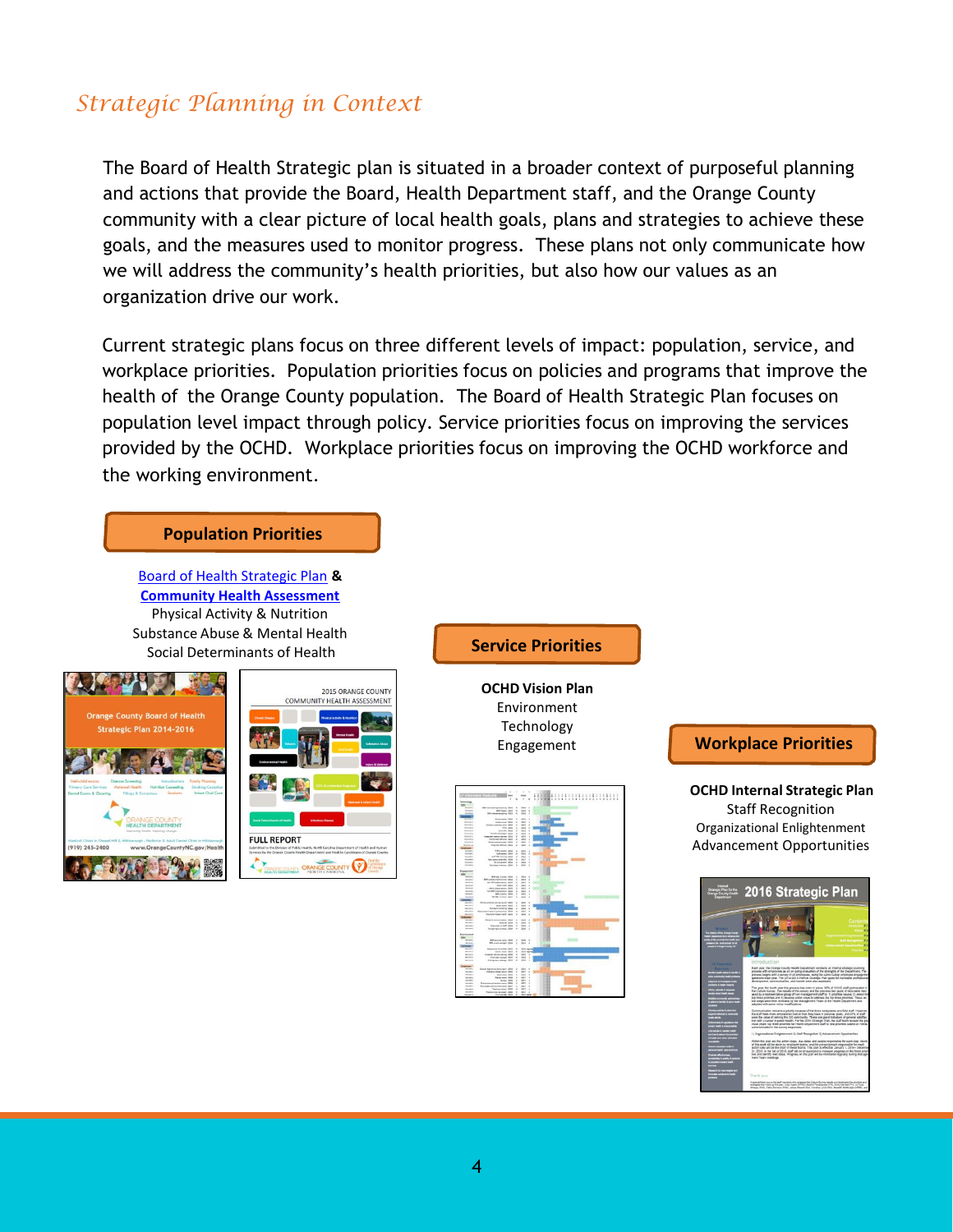## *Strategic Planning in Context*

The Board of Health Strategic plan is situated in a broader context of purposeful planning and actions that provide the Board, Health Department staff, and the Orange County community with a clear picture of local health goals, plans and strategies to achieve these goals, and the measures used to monitor progress. These plans not only communicate how we will address the community's health priorities, but also how our values as an organization drive our work.

Current strategic plans focus on three different levels of impact: population, service, and workplace priorities. Population priorities focus on policies and programs that improve the health of the Orange County population. The Board of Health Strategic Plan focuses on population level impact through policy. Service priorities focus on improving the services provided by the OCHD. Workplace priorities focus on improving the OCHD workforce and the working environment.

### Population Priorities

Board of Health Strategic Plan & **Community Health Assessment**

Physical Activity & Nutrition
Substance Abuse & Mental Health
Social Determinants of Health

### Service Priorities

**OCHD Vision Plan**

Environment
Technology
Engagement

### Workplace Priorities

**OCHD Internal Strategic Plan**

Staff Recognition
Organizational Enlightenment
Advancement Opportunities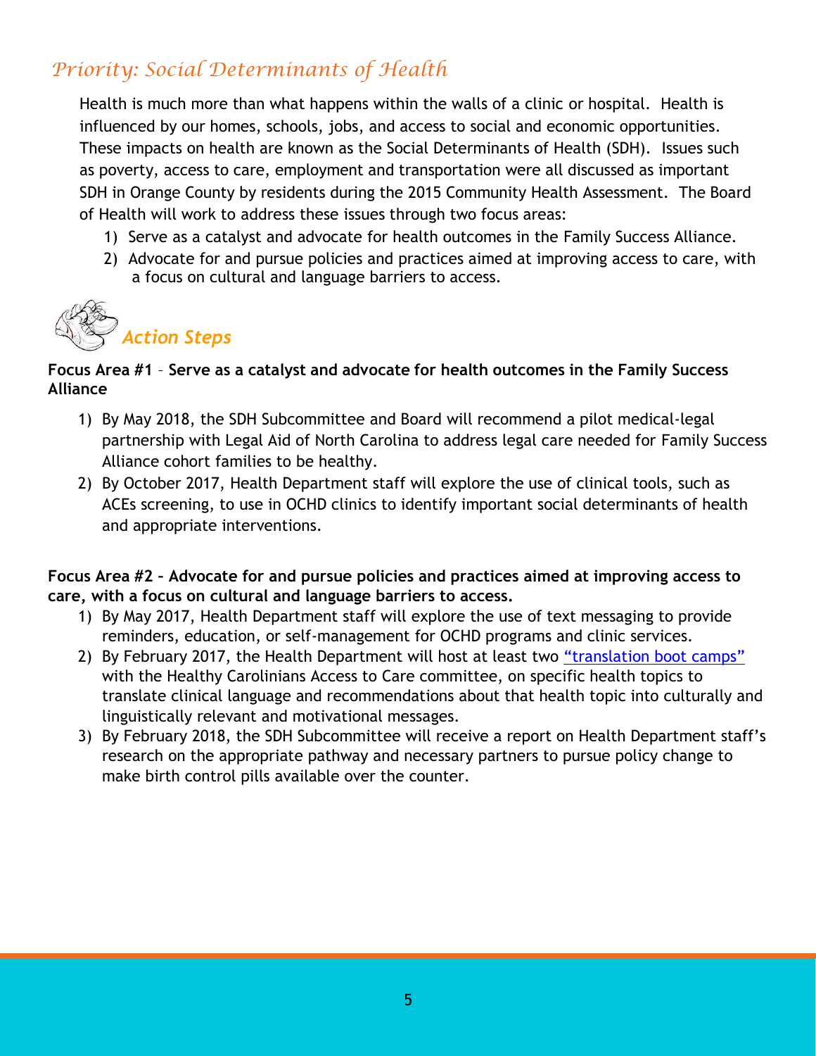## *Priority: Social Determinants of Health*

Health is much more than what happens within the walls of a clinic or hospital. Health is influenced by our homes, schools, jobs, and access to social and economic opportunities. These impacts on health are known as the Social Determinants of Health (SDH). Issues such as poverty, access to care, employment and transportation were all discussed as important SDH in Orange County by residents during the 2015 Community Health Assessment. The Board of Health will work to address these issues through two focus areas:

1) Serve as a catalyst and advocate for health outcomes in the Family Success Alliance.
2) Advocate for and pursue policies and practices aimed at improving access to care, with a focus on cultural and language barriers to access.

### *Action Steps*

**Focus Area #1 – Serve as a catalyst and advocate for health outcomes in the Family Success Alliance**

1) By May 2018, the SDH Subcommittee and Board will recommend a pilot medical-legal partnership with Legal Aid of North Carolina to address legal care needed for Family Success Alliance cohort families to be healthy.
2) By October 2017, Health Department staff will explore the use of clinical tools, such as ACEs screening, to use in OCHD clinics to identify important social determinants of health and appropriate interventions.

**Focus Area #2 – Advocate for and pursue policies and practices aimed at improving access to care, with a focus on cultural and language barriers to access.**

1) By May 2017, Health Department staff will explore the use of text messaging to provide reminders, education, or self-management for OCHD programs and clinic services.
2) By February 2017, the Health Department will host at least two "translation boot camps" with the Healthy Carolinians Access to Care committee, on specific health topics to translate clinical language and recommendations about that health topic into culturally and linguistically relevant and motivational messages.
3) By February 2018, the SDH Subcommittee will receive a report on Health Department staff's research on the appropriate pathway and necessary partners to pursue policy change to make birth control pills available over the counter.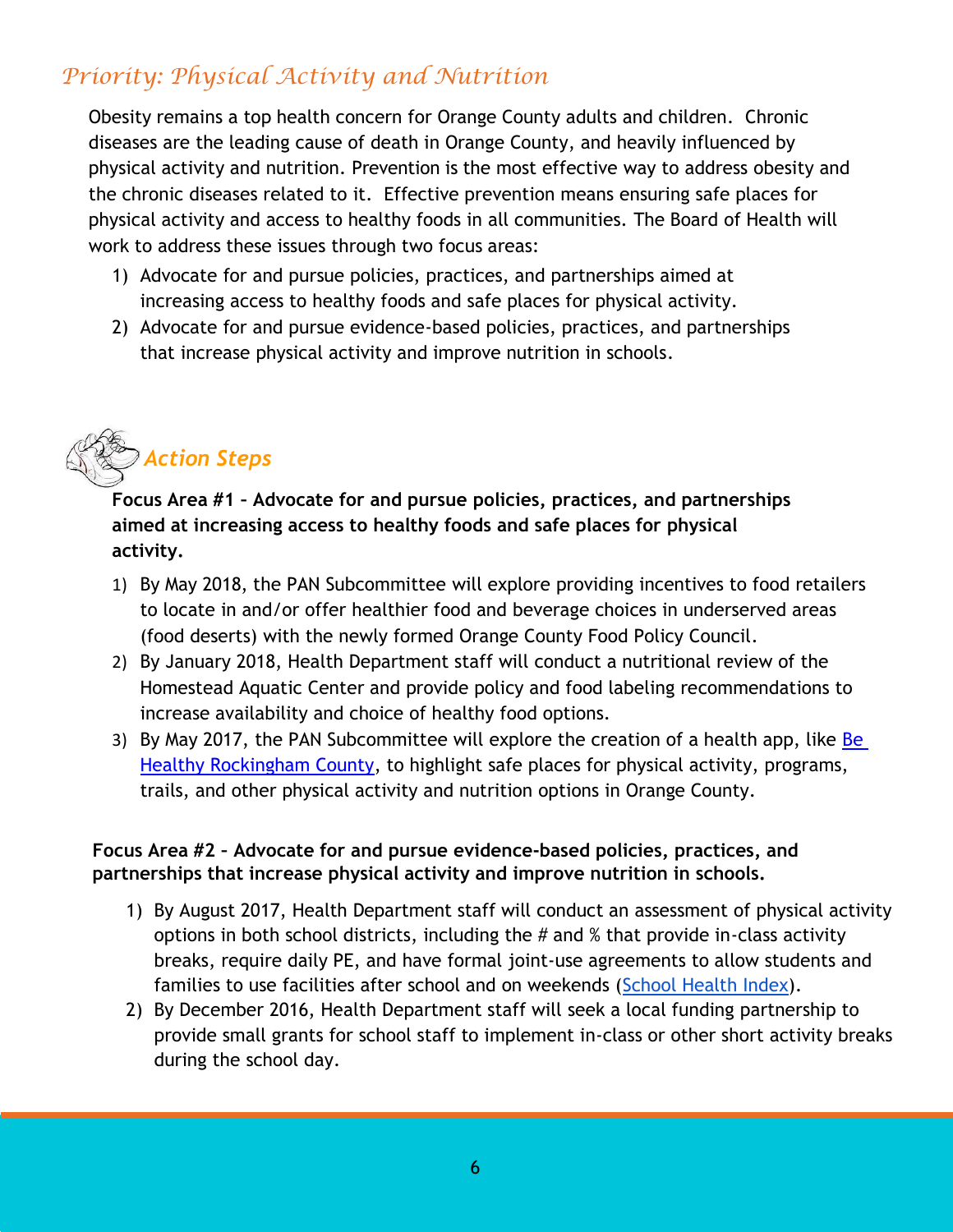## *Priority: Physical Activity and Nutrition*

Obesity remains a top health concern for Orange County adults and children. Chronic diseases are the leading cause of death in Orange County, and heavily influenced by physical activity and nutrition. Prevention is the most effective way to address obesity and the chronic diseases related to it. Effective prevention means ensuring safe places for physical activity and access to healthy foods in all communities. The Board of Health will work to address these issues through two focus areas:

1) Advocate for and pursue policies, practices, and partnerships aimed at increasing access to healthy foods and safe places for physical activity.
2) Advocate for and pursue evidence-based policies, practices, and partnerships that increase physical activity and improve nutrition in schools.

### *Action Steps*

**Focus Area #1 – Advocate for and pursue policies, practices, and partnerships aimed at increasing access to healthy foods and safe places for physical activity.**

1) By May 2018, the PAN Subcommittee will explore providing incentives to food retailers to locate in and/or offer healthier food and beverage choices in underserved areas (food deserts) with the newly formed Orange County Food Policy Council.
2) By January 2018, Health Department staff will conduct a nutritional review of the Homestead Aquatic Center and provide policy and food labeling recommendations to increase availability and choice of healthy food options.
3) By May 2017, the PAN Subcommittee will explore the creation of a health app, like Be Healthy Rockingham County, to highlight safe places for physical activity, programs, trails, and other physical activity and nutrition options in Orange County.

**Focus Area #2 – Advocate for and pursue evidence-based policies, practices, and partnerships that increase physical activity and improve nutrition in schools.**

1) By August 2017, Health Department staff will conduct an assessment of physical activity options in both school districts, including the # and % that provide in-class activity breaks, require daily PE, and have formal joint-use agreements to allow students and families to use facilities after school and on weekends (School Health Index).
2) By December 2016, Health Department staff will seek a local funding partnership to provide small grants for school staff to implement in-class or other short activity breaks during the school day.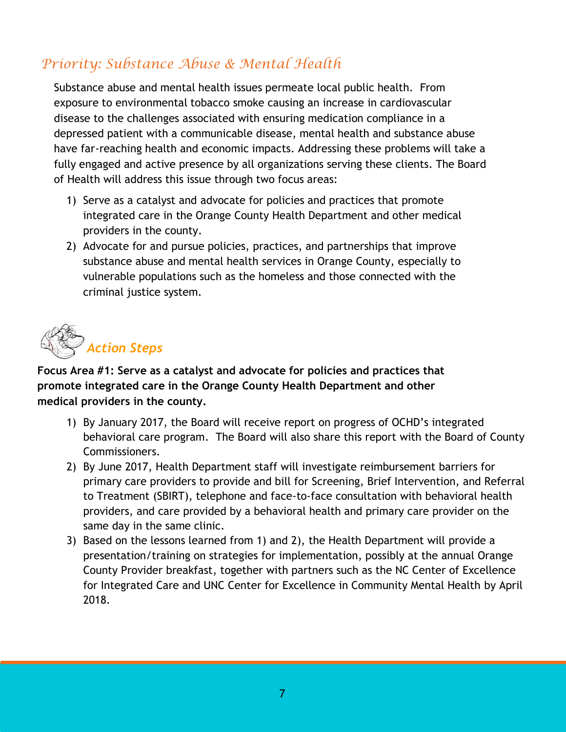## *Priority: Substance Abuse & Mental Health*

Substance abuse and mental health issues permeate local public health. From exposure to environmental tobacco smoke causing an increase in cardiovascular disease to the challenges associated with ensuring medication compliance in a depressed patient with a communicable disease, mental health and substance abuse have far-reaching health and economic impacts. Addressing these problems will take a fully engaged and active presence by all organizations serving these clients. The Board of Health will address this issue through two focus areas:

1) Serve as a catalyst and advocate for policies and practices that promote integrated care in the Orange County Health Department and other medical providers in the county.
2) Advocate for and pursue policies, practices, and partnerships that improve substance abuse and mental health services in Orange County, especially to vulnerable populations such as the homeless and those connected with the criminal justice system.

### *Action Steps*

**Focus Area #1: Serve as a catalyst and advocate for policies and practices that promote integrated care in the Orange County Health Department and other medical providers in the county.**

1) By January 2017, the Board will receive report on progress of OCHD's integrated behavioral care program. The Board will also share this report with the Board of County Commissioners.
2) By June 2017, Health Department staff will investigate reimbursement barriers for primary care providers to provide and bill for Screening, Brief Intervention, and Referral to Treatment (SBIRT), telephone and face-to-face consultation with behavioral health providers, and care provided by a behavioral health and primary care provider on the same day in the same clinic.
3) Based on the lessons learned from 1) and 2), the Health Department will provide a presentation/training on strategies for implementation, possibly at the annual Orange County Provider breakfast, together with partners such as the NC Center of Excellence for Integrated Care and UNC Center for Excellence in Community Mental Health by April 2018.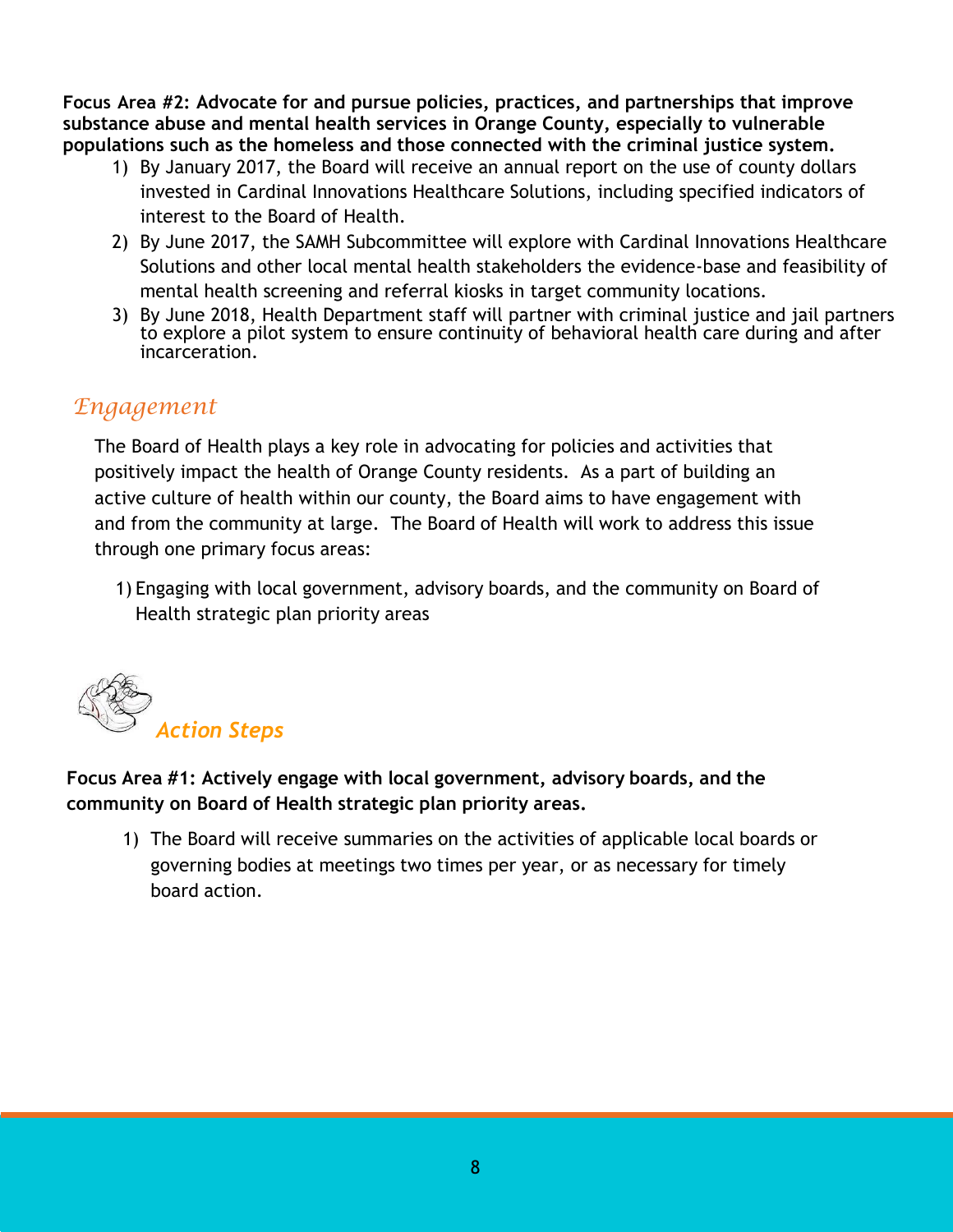**Focus Area #2: Advocate for and pursue policies, practices, and partnerships that improve substance abuse and mental health services in Orange County, especially to vulnerable populations such as the homeless and those connected with the criminal justice system.**

1) By January 2017, the Board will receive an annual report on the use of county dollars invested in Cardinal Innovations Healthcare Solutions, including specified indicators of interest to the Board of Health.
2) By June 2017, the SAMH Subcommittee will explore with Cardinal Innovations Healthcare Solutions and other local mental health stakeholders the evidence-base and feasibility of mental health screening and referral kiosks in target community locations.
3) By June 2018, Health Department staff will partner with criminal justice and jail partners to explore a pilot system to ensure continuity of behavioral health care during and after incarceration.

## *Engagement*

The Board of Health plays a key role in advocating for policies and activities that positively impact the health of Orange County residents. As a part of building an active culture of health within our county, the Board aims to have engagement with and from the community at large. The Board of Health will work to address this issue through one primary focus areas:

1) Engaging with local government, advisory boards, and the community on Board of Health strategic plan priority areas

### *Action Steps*

**Focus Area #1: Actively engage with local government, advisory boards, and the community on Board of Health strategic plan priority areas.**

1) The Board will receive summaries on the activities of applicable local boards or governing bodies at meetings two times per year, or as necessary for timely board action.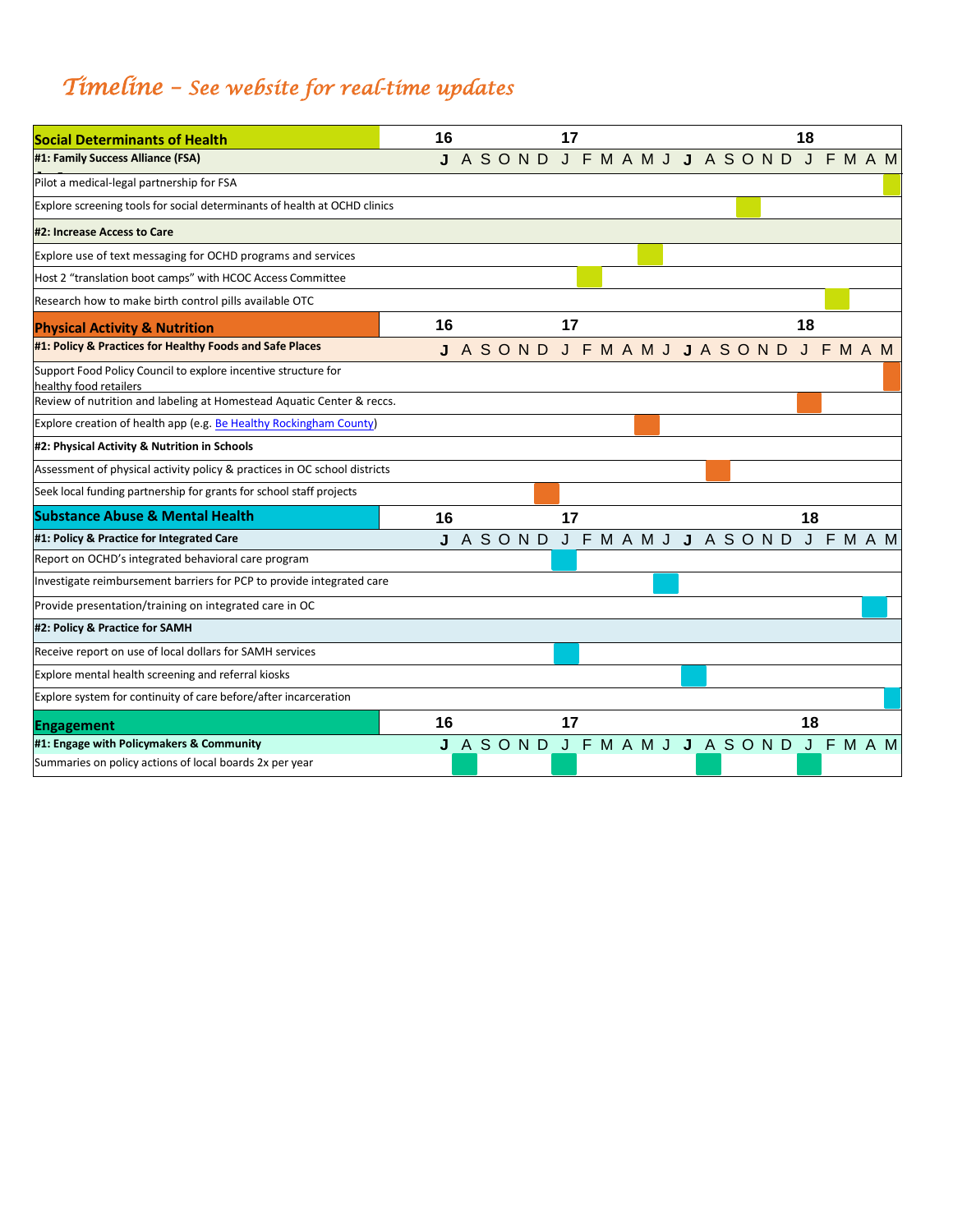# *Timeline – See website for real-time updates*

**Social Determinants of Health**

16 17 18

**#1: Family Success Alliance (FSA)**

J A S O N D J F M A M J J A S O N D J F M A M

Pilot a medical-legal partnership for FSA

Explore screening tools for social determinants of health at OCHD clinics

**#2: Increase Access to Care**

Explore use of text messaging for OCHD programs and services

Host 2 "translation boot camps" with HCOC Access Committee

Research how to make birth control pills available OTC

**Physical Activity & Nutrition**

16 17 18

**#1: Policy & Practices for Healthy Foods and Safe Places**

J A S O N D J F M A M J J A S O N D J F M A M

Support Food Policy Council to explore incentive structure for healthy food retailers

Review of nutrition and labeling at Homestead Aquatic Center & reccs.

Explore creation of health app (e.g. [Be Healthy Rockingham County](#))

**#2: Physical Activity & Nutrition in Schools**

Assessment of physical activity policy & practices in OC school districts

Seek local funding partnership for grants for school staff projects

**Substance Abuse & Mental Health**

16 17 18

**#1: Policy & Practice for Integrated Care**

J A S O N D J F M A M J J A S O N D J F M A M

Report on OCHD's integrated behavioral care program

Investigate reimbursement barriers for PCP to provide integrated care

Provide presentation/training on integrated care in OC

**#2: Policy & Practice for SAMH**

Receive report on use of local dollars for SAMH services

Explore mental health screening and referral kiosks

Explore system for continuity of care before/after incarceration

**Engagement**

16 17 18

**#1: Engage with Policymakers & Community**

J A S O N D J F M A M J J A S O N D J F M A M

Summaries on policy actions of local boards 2x per year